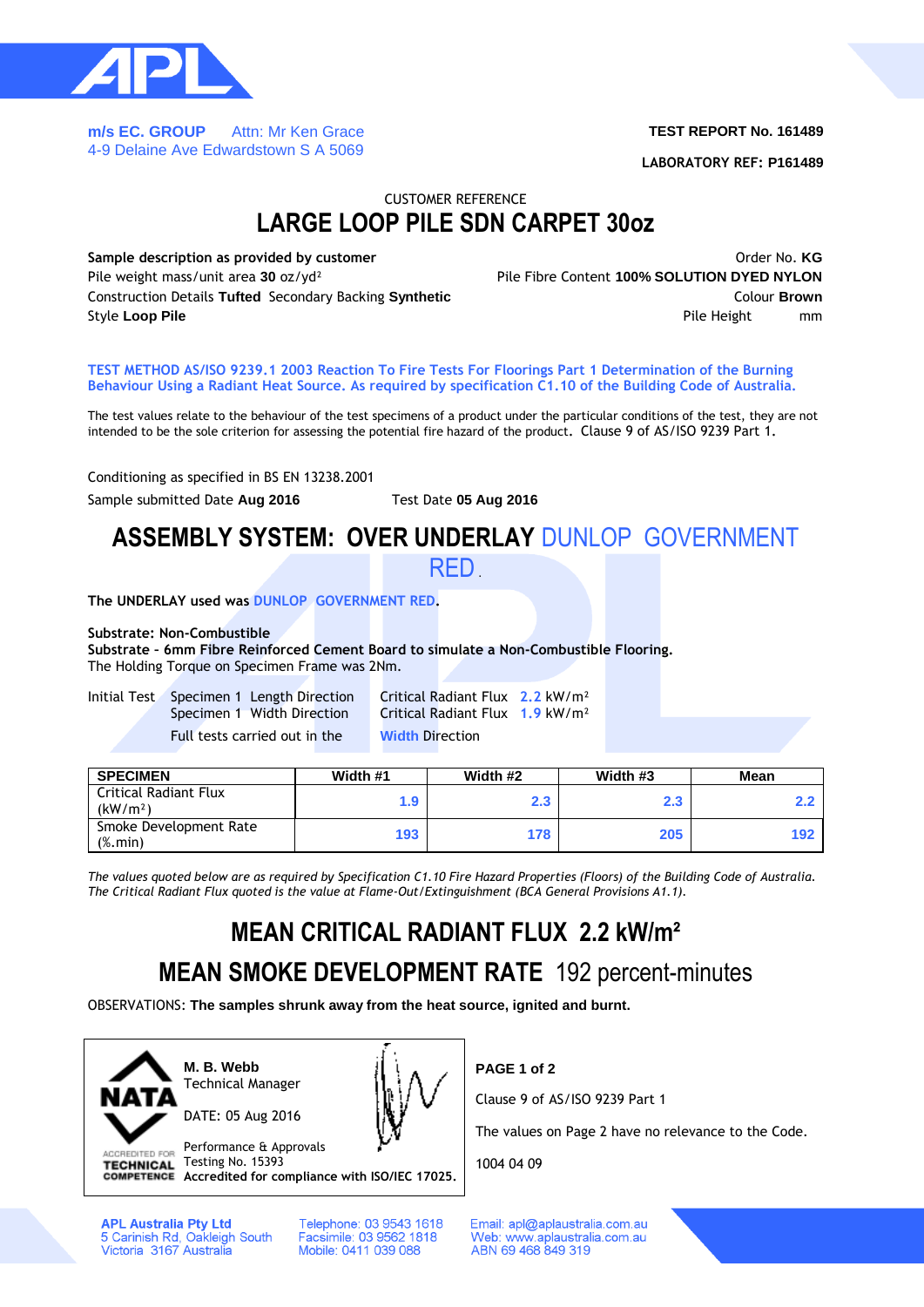**m/s EC. GROUP** Attn: Mr Ken Grace
4-9 Delaine Ave Edwardstown S A 5069

**TEST REPORT No. 161489**

**LABORATORY REF: P161489**

CUSTOMER REFERENCE

# LARGE LOOP PILE SDN CARPET 30oz

**Sample description as provided by customer**

Order No. **KG**

Pile weight mass/unit area **30** oz/yd²

Pile Fibre Content **100% SOLUTION DYED NYLON**

Construction Details **Tufted** Secondary Backing **Synthetic**

Colour **Brown**

Style **Loop Pile**

Pile Height mm

**TEST METHOD AS/ISO 9239.1 2003 Reaction To Fire Tests For Floorings Part 1 Determination of the Burning Behaviour Using a Radiant Heat Source. As required by specification C1.10 of the Building Code of Australia.**

The test values relate to the behaviour of the test specimens of a product under the particular conditions of the test, they are not intended to be the sole criterion for assessing the potential fire hazard of the product. Clause 9 of AS/ISO 9239 Part 1.

Conditioning as specified in BS EN 13238.2001

Sample submitted Date **Aug 2016** Test Date **05 Aug 2016**

## ASSEMBLY SYSTEM: OVER UNDERLAY DUNLOP GOVERNMENT RED.

**The UNDERLAY used was DUNLOP GOVERNMENT RED.**

**Substrate: Non-Combustible**
**Substrate - 6mm Fibre Reinforced Cement Board to simulate a Non-Combustible Flooring.**
The Holding Torque on Specimen Frame was 2Nm.

Initial Test Specimen 1 Length Direction Critical Radiant Flux **2.2** kW/m²
Specimen 1 Width Direction Critical Radiant Flux **1.9** kW/m²
Full tests carried out in the **Width** Direction

| SPECIMEN | Width #1 | Width #2 | Width #3 | Mean |
|---|---|---|---|---|
| Critical Radiant Flux (kW/m²) | **1.9** | **2.3** | **2.3** | **2.2** |
| Smoke Development Rate (%.min) | **193** | **178** | **205** | **192** |

*The values quoted below are as required by Specification C1.10 Fire Hazard Properties (Floors) of the Building Code of Australia. The Critical Radiant Flux quoted is the value at Flame-Out/Extinguishment (BCA General Provisions A1.1).*

## MEAN CRITICAL RADIANT FLUX 2.2 kW/m²

## MEAN SMOKE DEVELOPMENT RATE 192 percent-minutes

OBSERVATIONS: **The samples shrunk away from the heat source, ignited and burnt.**

**M. B. Webb**
Technical Manager

DATE: 05 Aug 2016

Performance & Approvals
Testing No. 15393
**Accredited for compliance with ISO/IEC 17025.**

**PAGE 1 of 2**

Clause 9 of AS/ISO 9239 Part 1

The values on Page 2 have no relevance to the Code.

1004 04 09

**APL Australia Pty Ltd**
5 Carinish Rd, Oakleigh South
Victoria 3167 Australia

Telephone: 03 9543 1618
Facsimile: 03 9562 1818
Mobile: 0411 039 088

Email: apl@aplaustralia.com.au
Web: www.aplaustralia.com.au
ABN 69 468 849 319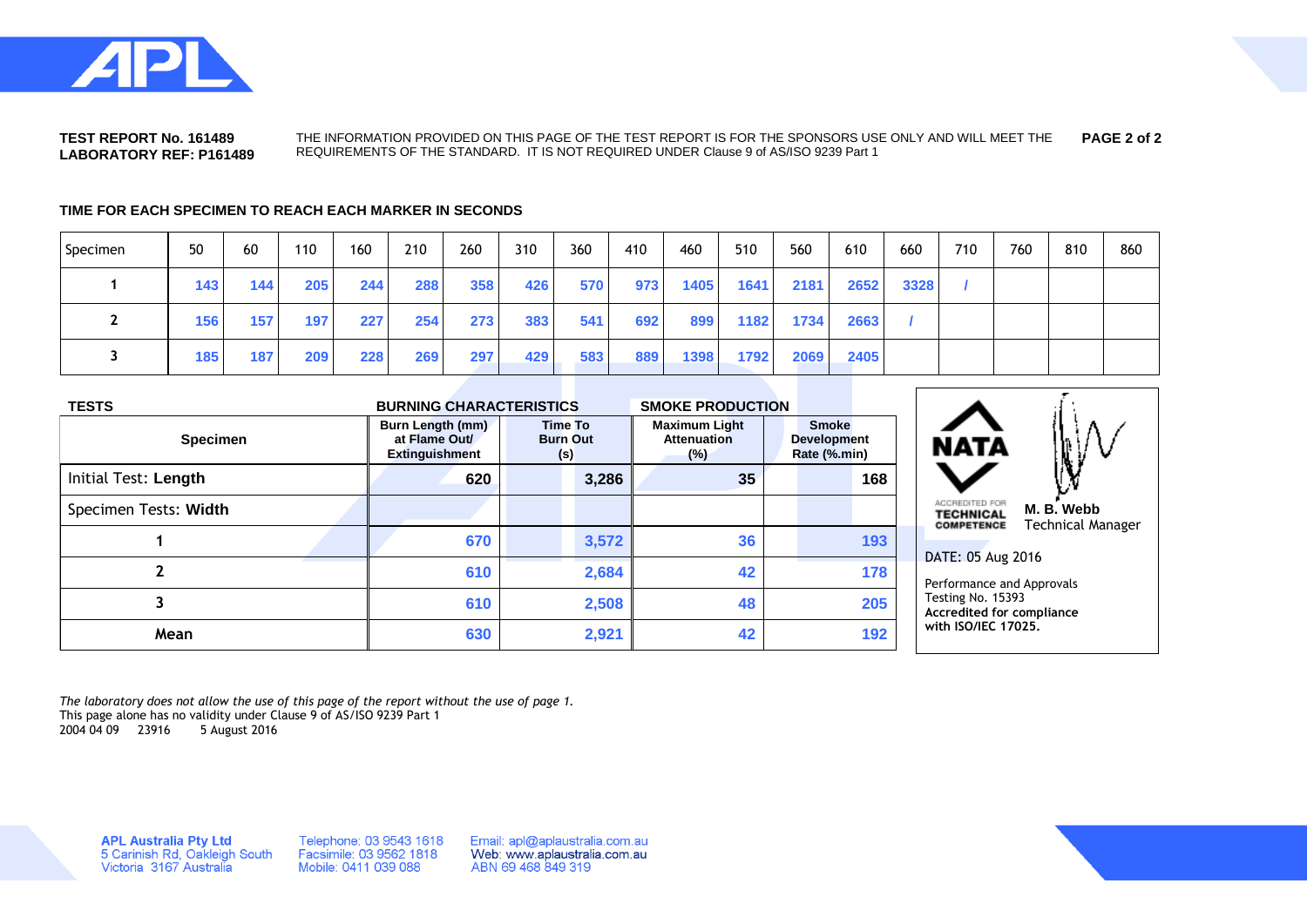**TEST REPORT No. 161489**
**LABORATORY REF: P161489**

THE INFORMATION PROVIDED ON THIS PAGE OF THE TEST REPORT IS FOR THE SPONSORS USE ONLY AND WILL MEET THE REQUIREMENTS OF THE STANDARD. IT IS NOT REQUIRED UNDER Clause 9 of AS/ISO 9239 Part 1

### TIME FOR EACH SPECIMEN TO REACH EACH MARKER IN SECONDS

| Specimen | 50 | 60 | 110 | 160 | 210 | 260 | 310 | 360 | 410 | 460 | 510 | 560 | 610 | 660 | 710 | 760 | 810 | 860 |
|---|---|---|---|---|---|---|---|---|---|---|---|---|---|---|---|---|---|---|
| 1 | 143 | 144 | 205 | 244 | 288 | 358 | 426 | 570 | 973 | 1405 | 1641 | 2181 | 2652 | 3328 | / | | | |
| 2 | 156 | 157 | 197 | 227 | 254 | 273 | 383 | 541 | 692 | 899 | 1182 | 1734 | 2663 | / | | | | |
| 3 | 185 | 187 | 209 | 228 | 269 | 297 | 429 | 583 | 889 | 1398 | 1792 | 2069 | 2405 | | | | | |

| TESTS | BURNING CHARACTERISTICS | | SMOKE PRODUCTION | |
|---|---|---|---|---|
| Specimen | Burn Length (mm) at Flame Out/ Extinguishment | Time To Burn Out (s) | Maximum Light Attenuation (%) | Smoke Development Rate (%.min) |
| Initial Test: **Length** | 620 | 3,286 | 35 | 168 |
| Specimen Tests: **Width** | | | | |
| 1 | 670 | 3,572 | 36 | 193 |
| 2 | 610 | 2,684 | 42 | 178 |
| 3 | 610 | 2,508 | 48 | 205 |
| **Mean** | 630 | 2,921 | 42 | 192 |

NATA
ACCREDITED FOR TECHNICAL COMPETENCE

**M. B. Webb**
Technical Manager

DATE: 05 Aug 2016

Performance and Approvals Testing No. 15393
**Accredited for compliance with ISO/IEC 17025.**

*The laboratory does not allow the use of this page of the report without the use of page 1.*
This page alone has no validity under Clause 9 of AS/ISO 9239 Part 1
2004 04 09 23916 5 August 2016

**APL Australia Pty Ltd**
5 Carinish Rd, Oakleigh South
Victoria 3167 Australia

Telephone: 03 9543 1618
Facsimile: 03 9562 1818
Mobile: 0411 039 088

Email: apl@aplaustralia.com.au
Web: www.aplaustralia.com.au
ABN 69 468 849 319